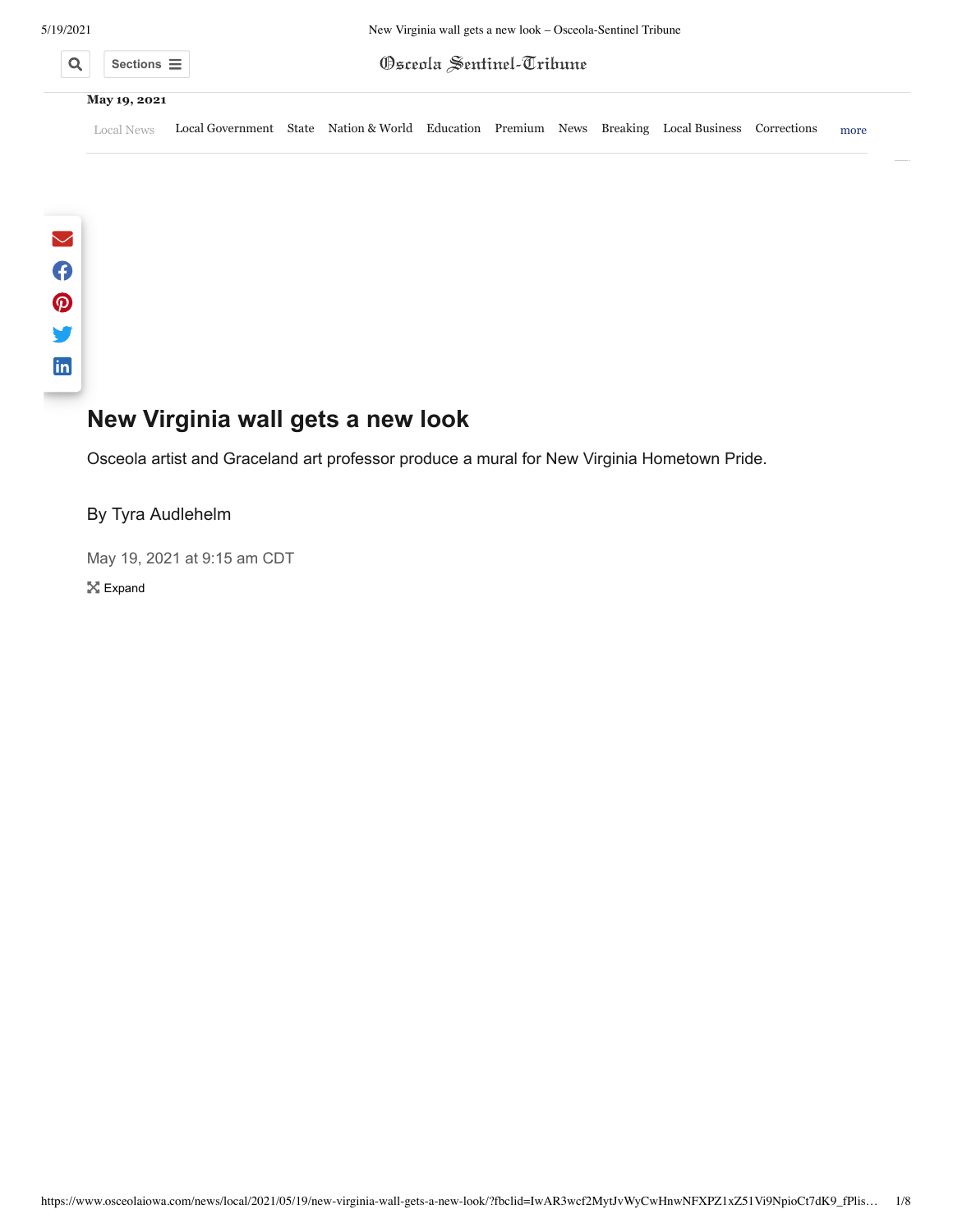Osceola Sentinel-Tribune

May 19, 2021

Local News Local Government State Nation & World Education Premium News Breaking Local Business Corrections more

# New Virginia wall gets a new look

Osceola artist and Graceland art professor produce a mural for New Virginia Hometown Pride.

By Tyra Audlehelm

May 19, 2021 at 9:15 am CDT

Expand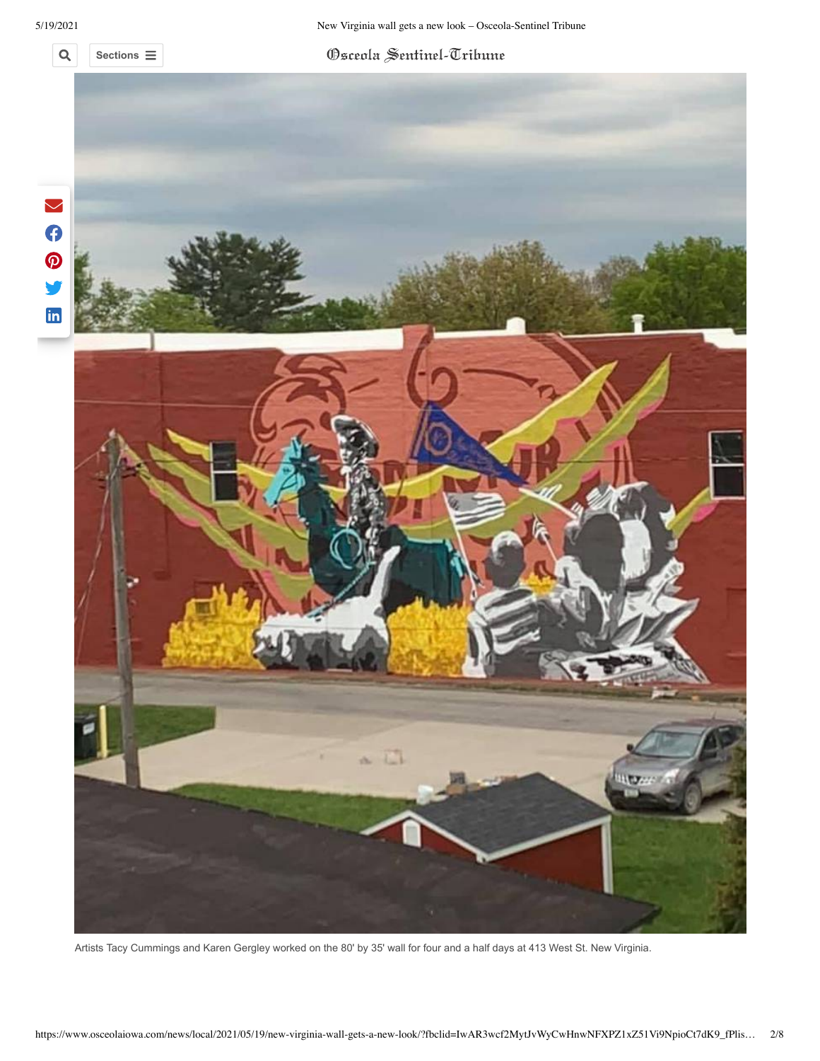Artists Tacy Cummings and Karen Gergley worked on the 80' by 35' wall for four and a half days at 413 West St. New Virginia.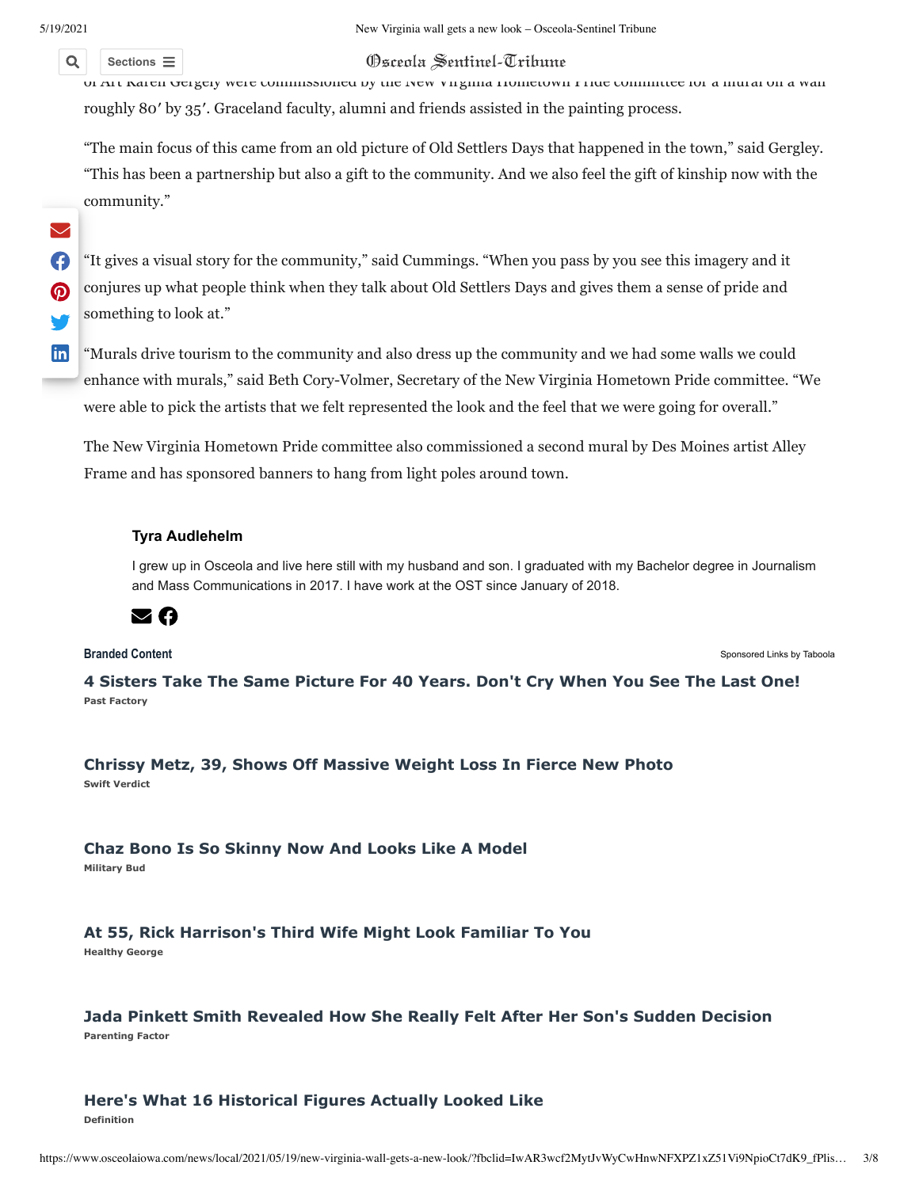of Art Karen Gergely were commissioned by the New Virginia Hometown Pride committee for a mural on a wall roughly 80′ by 35′. Graceland faculty, alumni and friends assisted in the painting process.

“The main focus of this came from an old picture of Old Settlers Days that happened in the town,” said Gergley. “This has been a partnership but also a gift to the community. And we also feel the gift of kinship now with the community.”

“It gives a visual story for the community,” said Cummings. “When you pass by you see this imagery and it conjures up what people think when they talk about Old Settlers Days and gives them a sense of pride and something to look at.”

“Murals drive tourism to the community and also dress up the community and we had some walls we could enhance with murals,” said Beth Cory-Volmer, Secretary of the New Virginia Hometown Pride committee. “We were able to pick the artists that we felt represented the look and the feel that we were going for overall.”

The New Virginia Hometown Pride committee also commissioned a second mural by Des Moines artist Alley Frame and has sponsored banners to hang from light poles around town.

**Tyra Audlehelm**

I grew up in Osceola and live here still with my husband and son. I graduated with my Bachelor degree in Journalism and Mass Communications in 2017. I have work at the OST since January of 2018.

**Branded Content**

Sponsored Links by Taboola

**4 Sisters Take The Same Picture For 40 Years. Don't Cry When You See The Last One!**
Past Factory

**Chrissy Metz, 39, Shows Off Massive Weight Loss In Fierce New Photo**
Swift Verdict

**Chaz Bono Is So Skinny Now And Looks Like A Model**
Military Bud

**At 55, Rick Harrison's Third Wife Might Look Familiar To You**
Healthy George

**Jada Pinkett Smith Revealed How She Really Felt After Her Son's Sudden Decision**
Parenting Factor

**Here's What 16 Historical Figures Actually Looked Like**
Definition